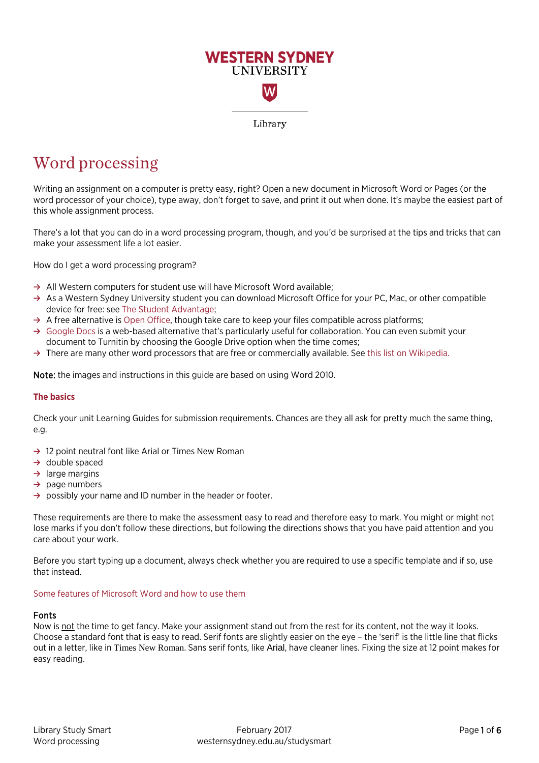# Word processing

Writing an assignment on a computer is pretty easy, right? Open a new document in Microsoft Word or Pages (or the word processor of your choice), type away, don't forget to save, and print it out when done. It's maybe the easiest part of this whole assignment process.

There's a lot that you can do in a word processing program, though, and you'd be surprised at the tips and tricks that can make your assessment life a lot easier.

How do I get a word processing program?

- All Western computers for student use will have Microsoft Word available;
- As a Western Sydney University student you can download Microsoft Office for your PC, Mac, or other compatible device for free: see The Student Advantage;
- A free alternative is Open Office, though take care to keep your files compatible across platforms;
- Google Docs is a web-based alternative that's particularly useful for collaboration. You can even submit your document to Turnitin by choosing the Google Drive option when the time comes;
- There are many other word processors that are free or commercially available. See this list on Wikipedia.

**Note:** the images and instructions in this guide are based on using Word 2010.

## The basics

Check your unit Learning Guides for submission requirements. Chances are they all ask for pretty much the same thing, e.g.

- 12 point neutral font like Arial or Times New Roman
- double spaced
- large margins
- page numbers
- possibly your name and ID number in the header or footer.

These requirements are there to make the assessment easy to read and therefore easy to mark. You might or might not lose marks if you don't follow these directions, but following the directions shows that you have paid attention and you care about your work.

Before you start typing up a document, always check whether you are required to use a specific template and if so, use that instead.

Some features of Microsoft Word and how to use them

### Fonts

Now is not the time to get fancy. Make your assignment stand out from the rest for its content, not the way it looks. Choose a standard font that is easy to read. Serif fonts are slightly easier on the eye – the 'serif' is the little line that flicks out in a letter, like in Times New Roman. Sans serif fonts, like Arial, have cleaner lines. Fixing the size at 12 point makes for easy reading.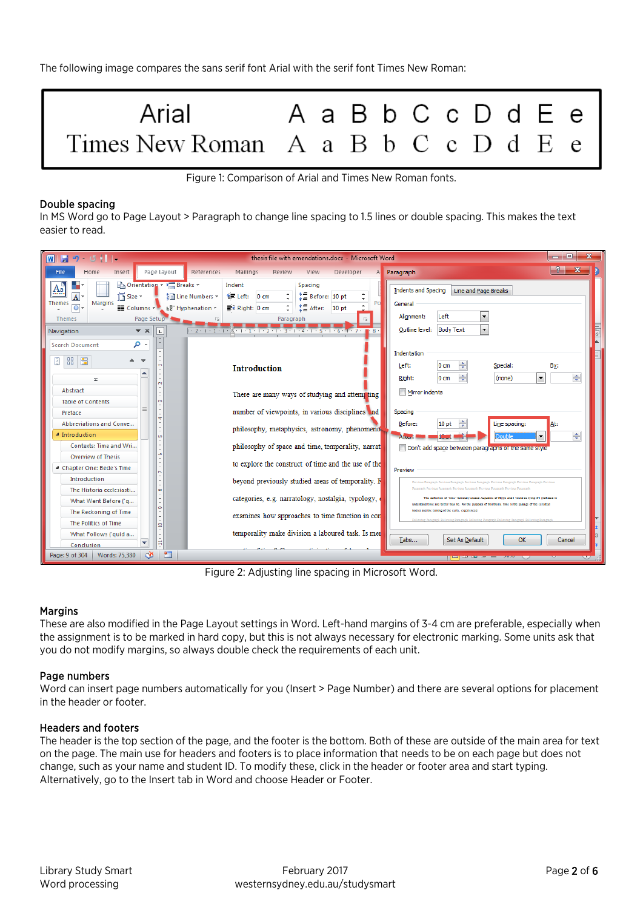The following image compares the sans serif font Arial with the serif font Times New Roman:

| Arial | A a B b C c D d E e |
|---|---|
| Times New Roman | A a B b C c D d E e |

Figure 1: Comparison of Arial and Times New Roman fonts.

### Double spacing

In MS Word go to Page Layout > Paragraph to change line spacing to 1.5 lines or double spacing. This makes the text easier to read.

Figure 2: Adjusting line spacing in Microsoft Word.

### Margins

These are also modified in the Page Layout settings in Word. Left-hand margins of 3-4 cm are preferable, especially when the assignment is to be marked in hard copy, but this is not always necessary for electronic marking. Some units ask that you do not modify margins, so always double check the requirements of each unit.

### Page numbers

Word can insert page numbers automatically for you (Insert > Page Number) and there are several options for placement in the header or footer.

### Headers and footers

The header is the top section of the page, and the footer is the bottom. Both of these are outside of the main area for text on the page. The main use for headers and footers is to place information that needs to be on each page but does not change, such as your name and student ID. To modify these, click in the header or footer area and start typing. Alternatively, go to the Insert tab in Word and choose Header or Footer.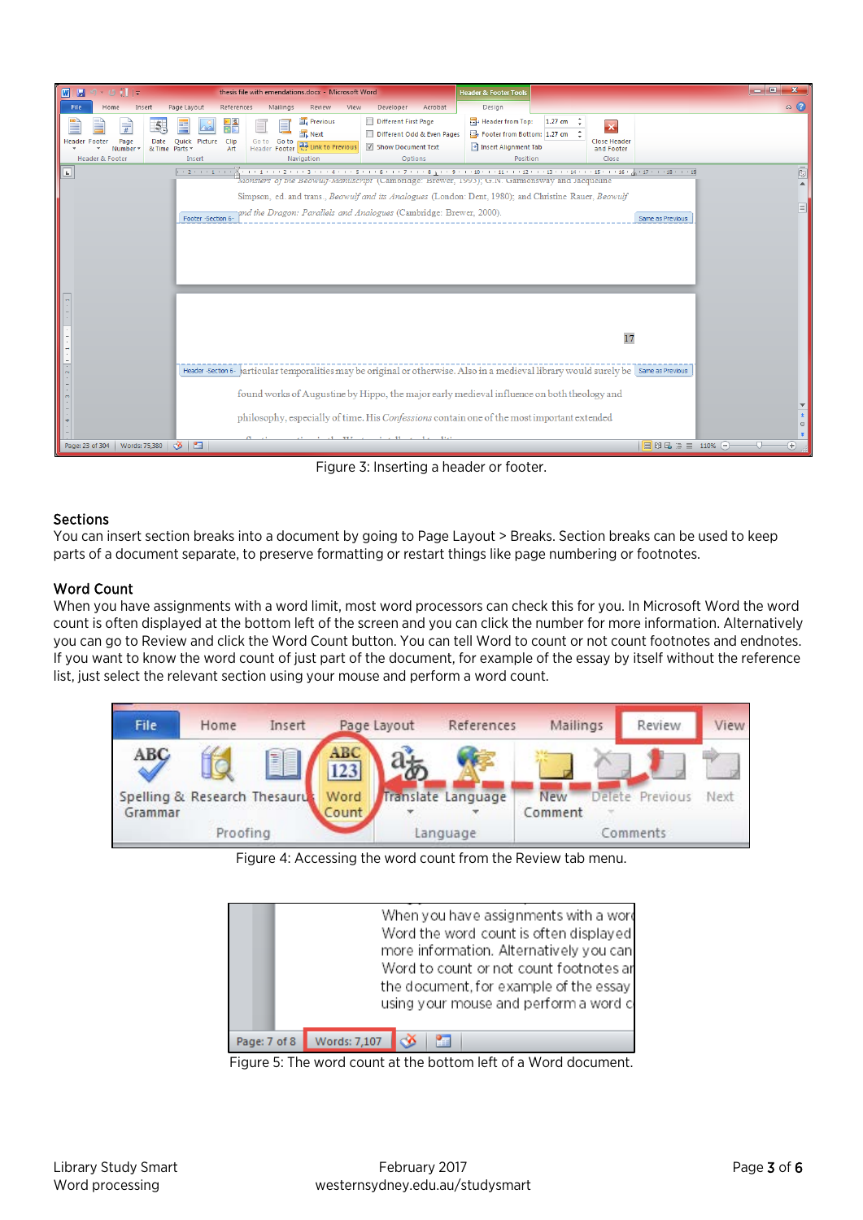Figure 3: Inserting a header or footer.

## Sections

You can insert section breaks into a document by going to Page Layout > Breaks. Section breaks can be used to keep parts of a document separate, to preserve formatting or restart things like page numbering or footnotes.

## Word Count

When you have assignments with a word limit, most word processors can check this for you. In Microsoft Word the word count is often displayed at the bottom left of the screen and you can click the number for more information. Alternatively you can go to Review and click the Word Count button. You can tell Word to count or not count footnotes and endnotes. If you want to know the word count of just part of the document, for example of the essay by itself without the reference list, just select the relevant section using your mouse and perform a word count.

Figure 4: Accessing the word count from the Review tab menu.

Figure 5: The word count at the bottom left of a Word document.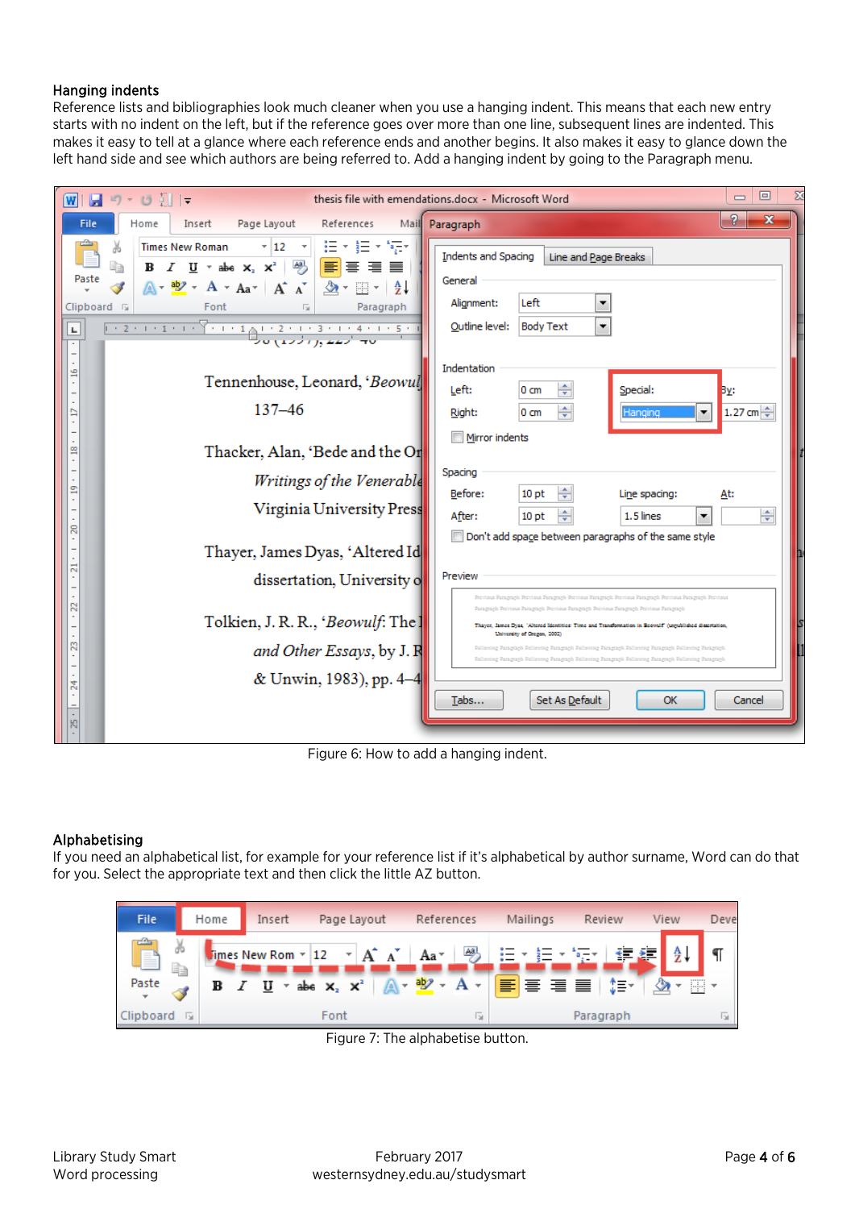## Hanging indents

Reference lists and bibliographies look much cleaner when you use a hanging indent. This means that each new entry starts with no indent on the left, but if the reference goes over more than one line, subsequent lines are indented. This makes it easy to tell at a glance where each reference ends and another begins. It also makes it easy to glance down the left hand side and see which authors are being referred to. Add a hanging indent by going to the Paragraph menu.

Figure 6: How to add a hanging indent.

## Alphabetising

If you need an alphabetical list, for example for your reference list if it's alphabetical by author surname, Word can do that for you. Select the appropriate text and then click the little AZ button.

Figure 7: The alphabetise button.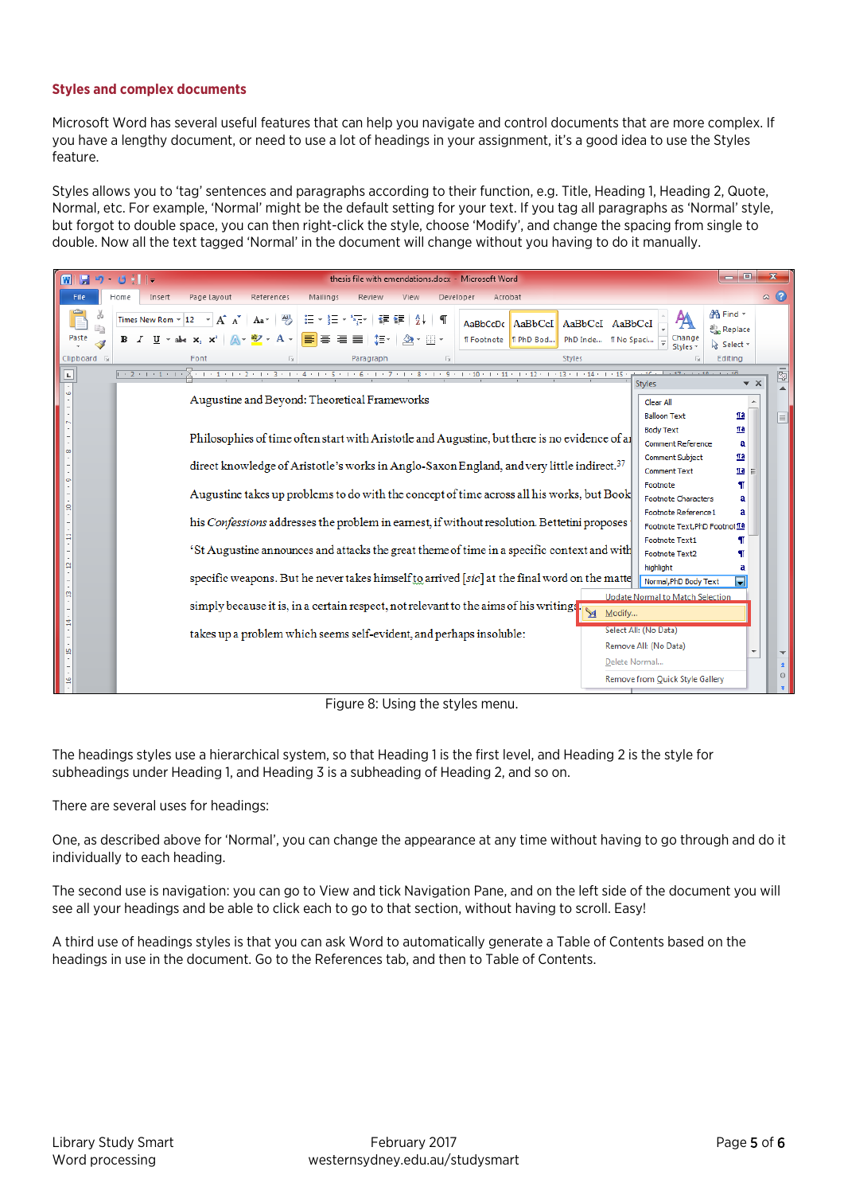### Styles and complex documents

Microsoft Word has several useful features that can help you navigate and control documents that are more complex. If you have a lengthy document, or need to use a lot of headings in your assignment, it's a good idea to use the Styles feature.

Styles allows you to 'tag' sentences and paragraphs according to their function, e.g. Title, Heading 1, Heading 2, Quote, Normal, etc. For example, 'Normal' might be the default setting for your text. If you tag all paragraphs as 'Normal' style, but forgot to double space, you can then right-click the style, choose 'Modify', and change the spacing from single to double. Now all the text tagged 'Normal' in the document will change without you having to do it manually.

Figure 8: Using the styles menu.

The headings styles use a hierarchical system, so that Heading 1 is the first level, and Heading 2 is the style for subheadings under Heading 1, and Heading 3 is a subheading of Heading 2, and so on.

There are several uses for headings:

One, as described above for 'Normal', you can change the appearance at any time without having to go through and do it individually to each heading.

The second use is navigation: you can go to View and tick Navigation Pane, and on the left side of the document you will see all your headings and be able to click each to go to that section, without having to scroll. Easy!

A third use of headings styles is that you can ask Word to automatically generate a Table of Contents based on the headings in use in the document. Go to the References tab, and then to Table of Contents.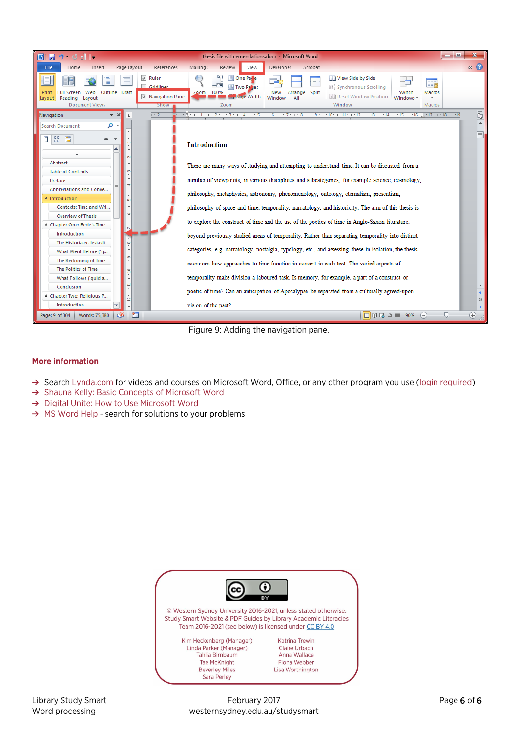Figure 9: Adding the navigation pane.

## More information

- → Search Lynda.com for videos and courses on Microsoft Word, Office, or any other program you use (login required)
- → Shauna Kelly: Basic Concepts of Microsoft Word
- → Digital Unite: How to Use Microsoft Word
- → MS Word Help - search for solutions to your problems

© Western Sydney University 2016-2021, unless stated otherwise. Study Smart Website & PDF Guides by Library Academic Literacies Team 2016-2021 (see below) is licensed under CC BY 4.0

Kim Heckenberg (Manager)
Linda Parker (Manager)
Tahlia Birnbaum
Tae McKnight
Beverley Miles
Sara Perley
Katrina Trewin
Claire Urbach
Anna Wallace
Fiona Webber
Lisa Worthington

Library Study Smart
Word processing

February 2017
westernsydney.edu.au/studysmart